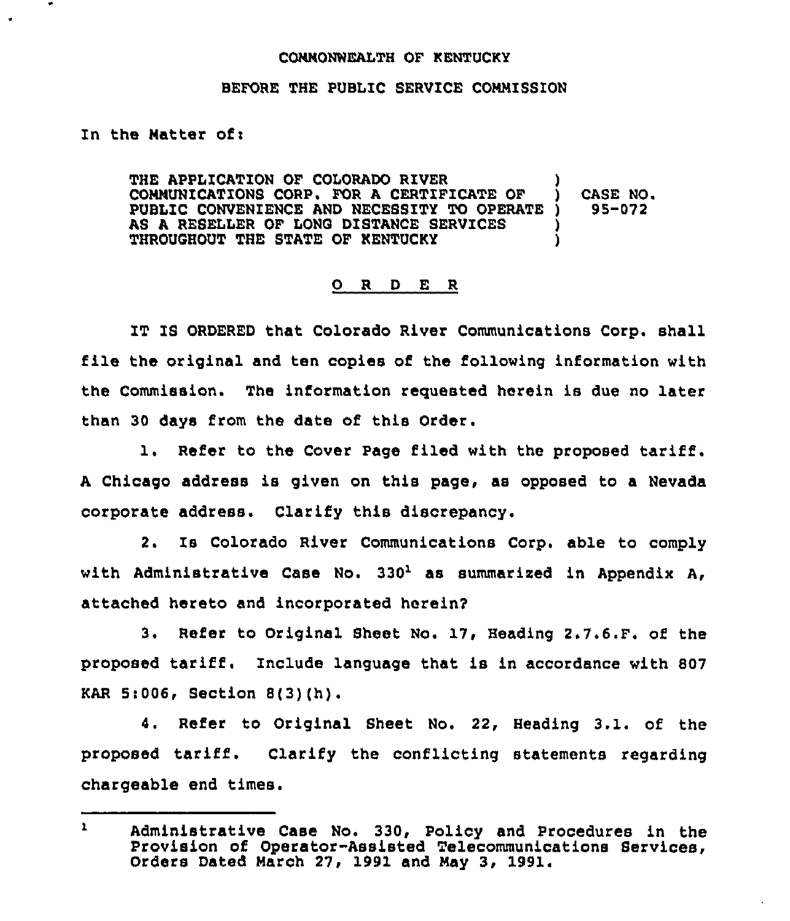COMMONWEALTH OF KENTUCKY

BEFORE THE PUBLIC SERVICE COMMISSION

In the Matter of:

| | | |
|---|---|---|
| THE APPLICATION OF COLORADO RIVER COMMUNICATIONS CORP. FOR A CERTIFICATE OF PUBLIC CONVENIENCE AND NECESSITY TO OPERATE AS A RESELLER OF LONG DISTANCE SERVICES THROUGHOUT THE STATE OF KENTUCKY | ) | CASE NO. 95-072 |

## O R D E R

IT IS ORDERED that Colorado River Communications Corp. shall file the original and ten copies of the following information with the Commission. The information requested herein is due no later than 30 days from the date of this Order.

1. Refer to the Cover Page filed with the proposed tariff. A Chicago address is given on this page, as opposed to a Nevada corporate address. Clarify this discrepancy.

2. Is Colorado River Communications Corp. able to comply with Administrative Case No. 330[1] as summarized in Appendix A, attached hereto and incorporated herein?

3. Refer to Original Sheet No. 17, Heading 2.7.6.F. of the proposed tariff. Include language that is in accordance with 807 KAR 5:006, Section 8(3)(h).

4. Refer to Original Sheet No. 22, Heading 3.1. of the proposed tariff. Clarify the conflicting statements regarding chargeable end times.

---

[1] Administrative Case No. 330, Policy and Procedures in the Provision of Operator-Assisted Telecommunications Services, Orders Dated March 27, 1991 and May 3, 1991.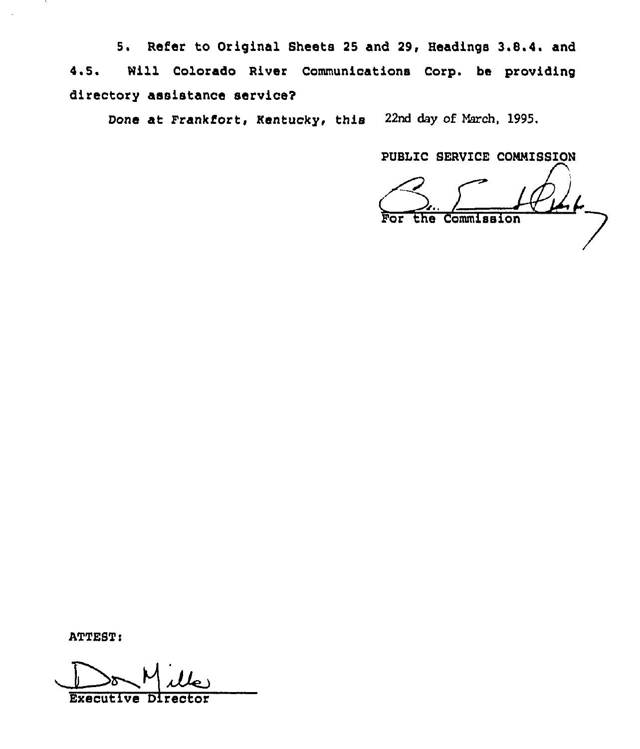5. Refer to Original Sheets 25 and 29, Headings 3.8.4. and 4.5. Will Colorado River Communications Corp. be providing directory assistance service?

Done at Frankfort, Kentucky, this 22nd day of March, 1995.

PUBLIC SERVICE COMMISSION

For the Commission

ATTEST:

Executive Director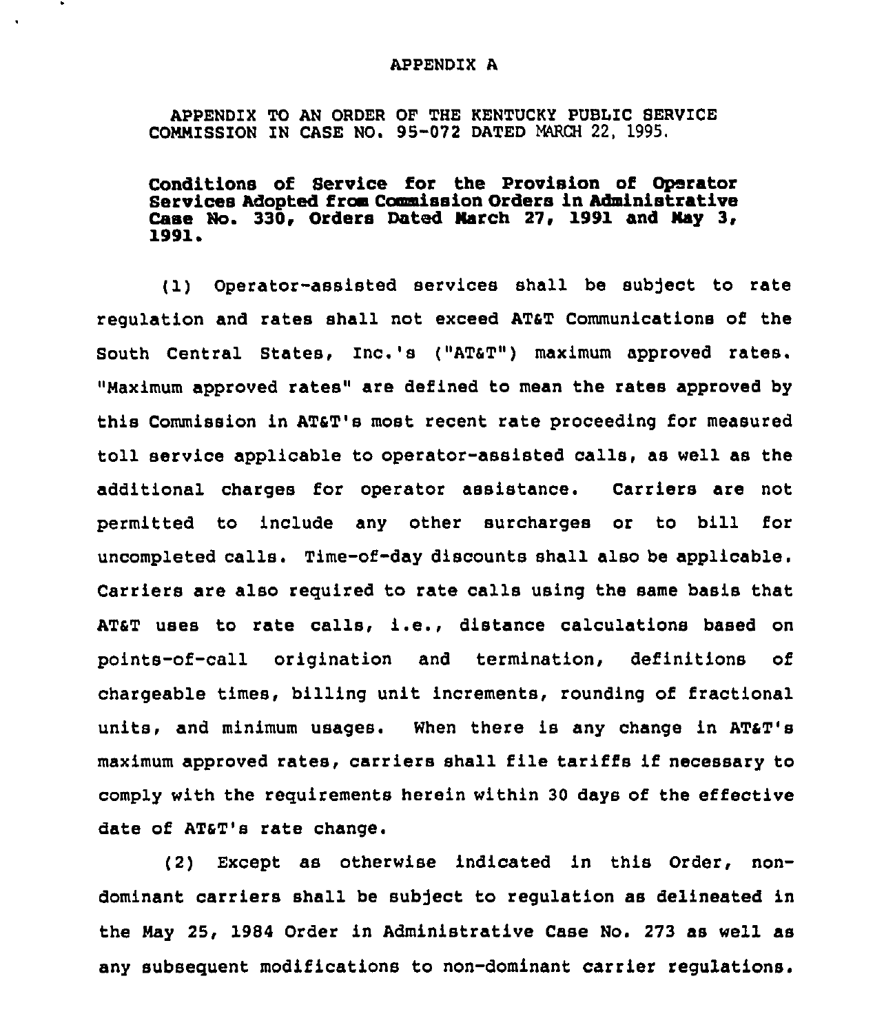# APPENDIX A

APPENDIX TO AN ORDER OF THE KENTUCKY PUBLIC SERVICE COMMISSION IN CASE NO. 95-072 DATED MARCH 22, 1995.

**Conditions of Service for the Provision of Operator Services Adopted from Commission Orders in Administrative Case No. 330, Orders Dated March 27, 1991 and May 3, 1991.**

(1) Operator-assisted services shall be subject to rate regulation and rates shall not exceed AT&T Communications of the South Central States, Inc.'s ("AT&T") maximum approved rates. "Maximum approved rates" are defined to mean the rates approved by this Commission in AT&T's most recent rate proceeding for measured toll service applicable to operator-assisted calls, as well as the additional charges for operator assistance. Carriers are not permitted to include any other surcharges or to bill for uncompleted calls. Time-of-day discounts shall also be applicable. Carriers are also required to rate calls using the same basis that AT&T uses to rate calls, i.e., distance calculations based on points-of-call origination and termination, definitions of chargeable times, billing unit increments, rounding of fractional units, and minimum usages. When there is any change in AT&T's maximum approved rates, carriers shall file tariffs if necessary to comply with the requirements herein within 30 days of the effective date of AT&T's rate change.

(2) Except as otherwise indicated in this Order, non-dominant carriers shall be subject to regulation as delineated in the May 25, 1984 Order in Administrative Case No. 273 as well as any subsequent modifications to non-dominant carrier regulations.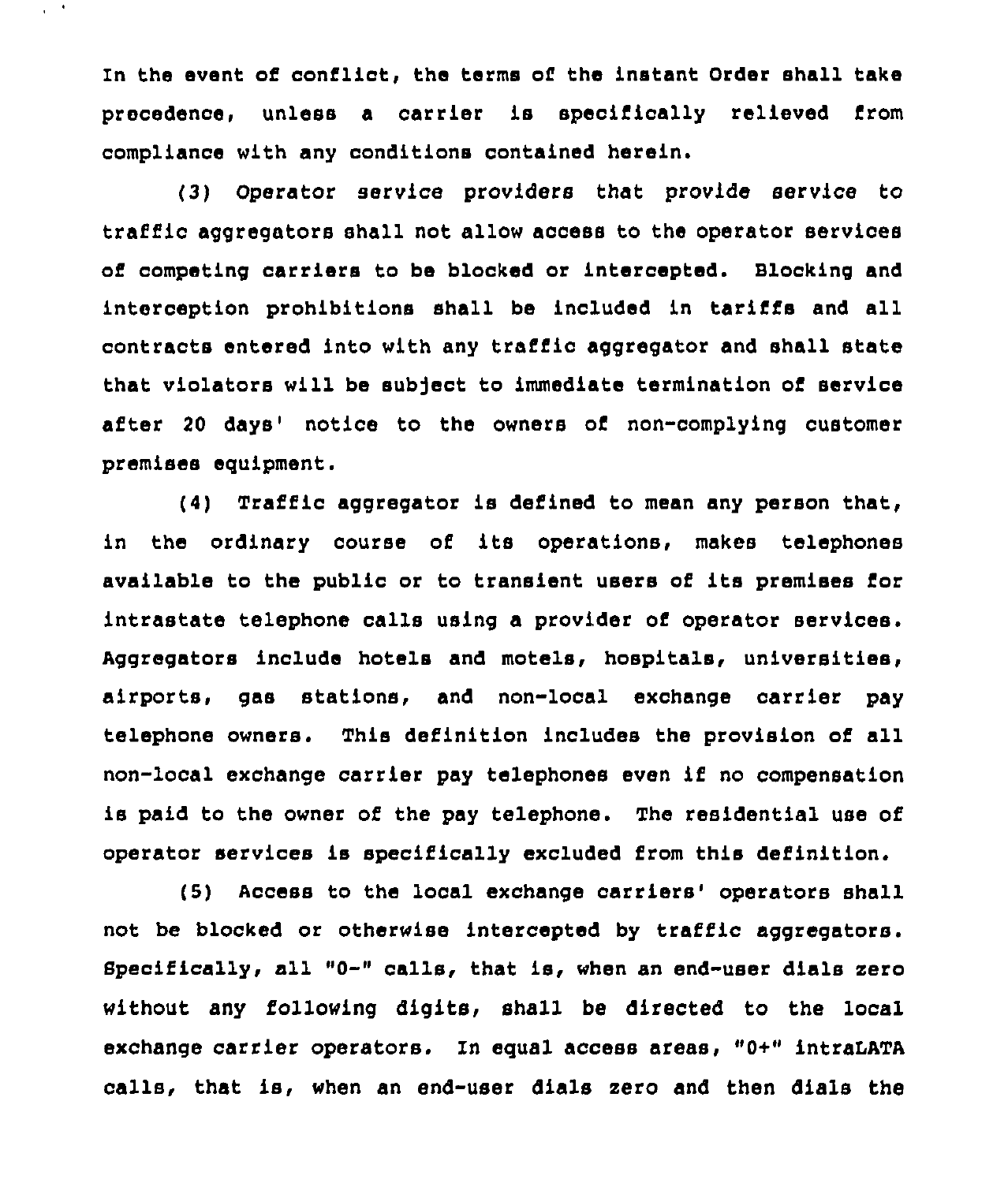In the event of conflict, the terms of the instant Order shall take precedence, unless a carrier is specifically relieved from compliance with any conditions contained herein.

(3) Operator service providers that provide service to traffic aggregators shall not allow access to the operator services of competing carriers to be blocked or intercepted. Blocking and interception prohibitions shall be included in tariffs and all contracts entered into with any traffic aggregator and shall state that violators will be subject to immediate termination of service after 20 days' notice to the owners of non-complying customer premises equipment.

(4) Traffic aggregator is defined to mean any person that, in the ordinary course of its operations, makes telephones available to the public or to transient users of its premises for intrastate telephone calls using a provider of operator services. Aggregators include hotels and motels, hospitals, universities, airports, gas stations, and non-local exchange carrier pay telephone owners. This definition includes the provision of all non-local exchange carrier pay telephones even if no compensation is paid to the owner of the pay telephone. The residential use of operator services is specifically excluded from this definition.

(5) Access to the local exchange carriers' operators shall not be blocked or otherwise intercepted by traffic aggregators. Specifically, all "0-" calls, that is, when an end-user dials zero without any following digits, shall be directed to the local exchange carrier operators. In equal access areas, "0+" intraLATA calls, that is, when an end-user dials zero and then dials the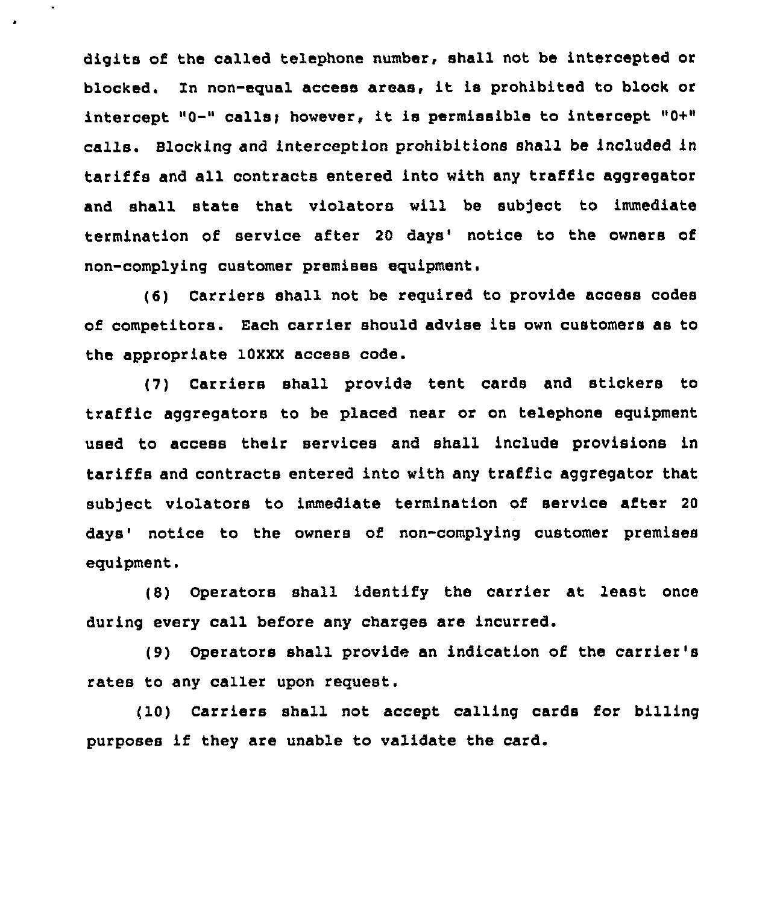digits of the called telephone number, shall not be intercepted or blocked. In non-equal access areas, it is prohibited to block or intercept "0-" calls; however, it is permissible to intercept "0+" calls. Blocking and interception prohibitions shall be included in tariffs and all contracts entered into with any traffic aggregator and shall state that violators will be subject to immediate termination of service after 20 days' notice to the owners of non-complying customer premises equipment.

(6) Carriers shall not be required to provide access codes of competitors. Each carrier should advise its own customers as to the appropriate 10XXX access code.

(7) Carriers shall provide tent cards and stickers to traffic aggregators to be placed near or on telephone equipment used to access their services and shall include provisions in tariffs and contracts entered into with any traffic aggregator that subject violators to immediate termination of service after 20 days' notice to the owners of non-complying customer premises equipment.

(8) Operators shall identify the carrier at least once during every call before any charges are incurred.

(9) Operators shall provide an indication of the carrier's rates to any caller upon request.

(10) Carriers shall not accept calling cards for billing purposes if they are unable to validate the card.